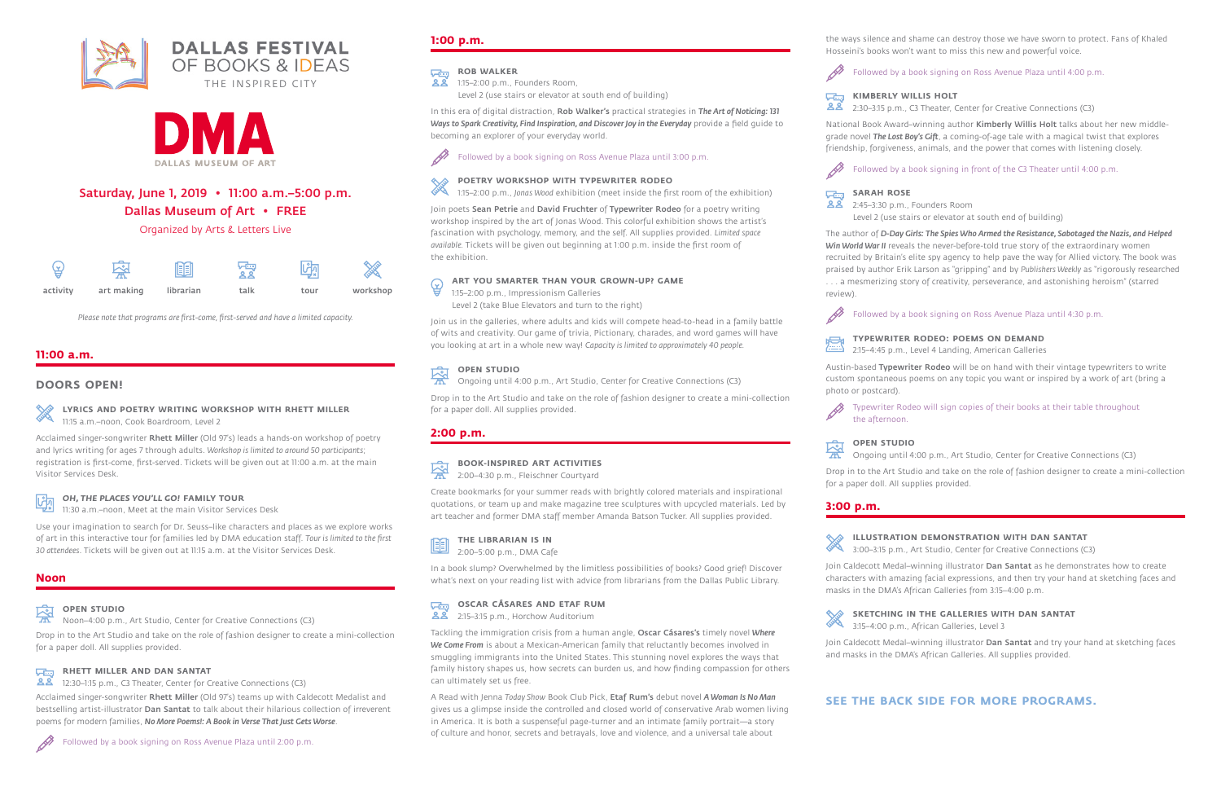# DALLAS FESTIVAL OF BOOKS & IDEAS

THE INSPIRED CITY

DMA
DALLAS MUSEUM OF ART

## Saturday, June 1, 2019 • 11:00 a.m.–5:00 p.m.

## Dallas Museum of Art • FREE

Organized by Arts & Letters Live

activity | art making | librarian | talk | tour | workshop

*Please note that programs are first-come, first-served and have a limited capacity.*

## 11:00 a.m.

### DOORS OPEN!

**LYRICS AND POETRY WRITING WORKSHOP WITH RHETT MILLER**
11:15 a.m.–noon, Cook Boardroom, Level 2

Acclaimed singer-songwriter **Rhett Miller** (Old 97's) leads a hands-on workshop of poetry and lyrics writing for ages 7 through adults. *Workshop is limited to around 50 participants*; registration is first-come, first-served. Tickets will be given out at 11:00 a.m. at the main Visitor Services Desk.

***OH, THE PLACES YOU'LL GO!* FAMILY TOUR**
11:30 a.m.–noon, Meet at the main Visitor Services Desk

Use your imagination to search for Dr. Seuss–like characters and places as we explore works of art in this interactive tour for families led by DMA education staff. *Tour is limited to the first 30 attendees*. Tickets will be given out at 11:15 a.m. at the Visitor Services Desk.

## Noon

**OPEN STUDIO**
Noon–4:00 p.m., Art Studio, Center for Creative Connections (C3)

Drop in to the Art Studio and take on the role of fashion designer to create a mini-collection for a paper doll. All supplies provided.

**RHETT MILLER AND DAN SANTAT**
12:30–1:15 p.m., C3 Theater, Center for Creative Connections (C3)

Acclaimed singer-songwriter **Rhett Miller** (Old 97's) teams up with Caldecott Medalist and bestselling artist-illustrator **Dan Santat** to talk about their hilarious collection of irreverent poems for modern families, ***No More Poems!: A Book in Verse That Just Gets Worse***.

Followed by a book signing on Ross Avenue Plaza until 2:00 p.m.

## 1:00 p.m.

**ROB WALKER**
1:15–2:00 p.m., Founders Room,
Level 2 (use stairs or elevator at south end of building)

In this era of digital distraction, **Rob Walker's** practical strategies in ***The Art of Noticing: 131 Ways to Spark Creativity, Find Inspiration, and Discover Joy in the Everyday*** provide a field guide to becoming an explorer of your everyday world.

Followed by a book signing on Ross Avenue Plaza until 3:00 p.m.

**POETRY WORKSHOP WITH TYPEWRITER RODEO**
1:15–2:00 p.m., *Jonas Wood* exhibition (meet inside the first room of the exhibition)

Join poets **Sean Petrie** and **David Fruchter** of **Typewriter Rodeo** for a poetry writing workshop inspired by the art of Jonas Wood. This colorful exhibition shows the artist's fascination with psychology, memory, and the self. All supplies provided. *Limited space available*. Tickets will be given out beginning at 1:00 p.m. inside the first room of the exhibition.

**ART YOU SMARTER THAN YOUR GROWN-UP? GAME**
1:15–2:00 p.m., Impressionism Galleries
Level 2 (take Blue Elevators and turn to the right)

Join us in the galleries, where adults and kids will compete head-to-head in a family battle of wits and creativity. Our game of trivia, Pictionary, charades, and word games will have you looking at art in a whole new way! *Capacity is limited to approximately 40 people*.

**OPEN STUDIO**
Ongoing until 4:00 p.m., Art Studio, Center for Creative Connections (C3)

Drop in to the Art Studio and take on the role of fashion designer to create a mini-collection for a paper doll. All supplies provided.

## 2:00 p.m.

**BOOK-INSPIRED ART ACTIVITIES**
2:00–4:30 p.m., Fleischner Courtyard

Create bookmarks for your summer reads with brightly colored materials and inspirational quotations, or team up and make magazine tree sculptures with upcycled materials. Led by art teacher and former DMA staff member Amanda Batson Tucker. All supplies provided.

**THE LIBRARIAN IS IN**
2:00–5:00 p.m., DMA Cafe

In a book slump? Overwhelmed by the limitless possibilities of books? Good grief! Discover what's next on your reading list with advice from librarians from the Dallas Public Library.

**OSCAR CÁSARES AND ETAF RUM**
2:15–3:15 p.m., Horchow Auditorium

Tackling the immigration crisis from a human angle, **Oscar Cásares's** timely novel ***Where We Come From*** is about a Mexican-American family that reluctantly becomes involved in smuggling immigrants into the United States. This stunning novel explores the ways that family history shapes us, how secrets can burden us, and how finding compassion for others can ultimately set us free.

A Read with Jenna *Today Show* Book Club Pick, **Etaf Rum's** debut novel ***A Woman Is No Man*** gives us a glimpse inside the controlled and closed world of conservative Arab women living in America. It is both a suspenseful page-turner and an intimate family portrait—a story of culture and honor, secrets and betrayals, love and violence, and a universal tale about the ways silence and shame can destroy those we have sworn to protect. Fans of Khaled Hosseini's books won't want to miss this new and powerful voice.

Followed by a book signing on Ross Avenue Plaza until 4:00 p.m.

**KIMBERLY WILLIS HOLT**
2:30–3:15 p.m., C3 Theater, Center for Creative Connections (C3)

National Book Award–winning author **Kimberly Willis Holt** talks about her new middle-grade novel ***The Lost Boy's Gift***, a coming-of-age tale with a magical twist that explores friendship, forgiveness, animals, and the power that comes with listening closely.

Followed by a book signing in front of the C3 Theater until 4:00 p.m.

**SARAH ROSE**
2:45–3:30 p.m., Founders Room
Level 2 (use stairs or elevator at south end of building)

The author of ***D-Day Girls: The Spies Who Armed the Resistance, Sabotaged the Nazis, and Helped Win World War II*** reveals the never-before-told true story of the extraordinary women recruited by Britain's elite spy agency to help pave the way for Allied victory. The book was praised by author Erik Larson as "gripping" and by *Publishers Weekly* as "rigorously researched . . . a mesmerizing story of creativity, perseverance, and astonishing heroism" (starred review).

Followed by a book signing on Ross Avenue Plaza until 4:30 p.m.

**TYPEWRITER RODEO: POEMS ON DEMAND**
2:15–4:45 p.m., Level 4 Landing, American Galleries

Austin-based **Typewriter Rodeo** will be on hand with their vintage typewriters to write custom spontaneous poems on any topic you want or inspired by a work of art (bring a photo or postcard).

Typewriter Rodeo will sign copies of their books at their table throughout the afternoon.

**OPEN STUDIO**
Ongoing until 4:00 p.m., Art Studio, Center for Creative Connections (C3)

Drop in to the Art Studio and take on the role of fashion designer to create a mini-collection for a paper doll. All supplies provided.

## 3:00 p.m.

**ILLUSTRATION DEMONSTRATION WITH DAN SANTAT**
3:00–3:15 p.m., Art Studio, Center for Creative Connections (C3)

Join Caldecott Medal–winning illustrator **Dan Santat** as he demonstrates how to create characters with amazing facial expressions, and then try your hand at sketching faces and masks in the DMA's African Galleries from 3:15–4:00 p.m.

**SKETCHING IN THE GALLERIES WITH DAN SANTAT**
3:15–4:00 p.m., African Galleries, Level 3

Join Caldecott Medal–winning illustrator **Dan Santat** and try your hand at sketching faces and masks in the DMA's African Galleries. All supplies provided.

**SEE THE BACK SIDE FOR MORE PROGRAMS.**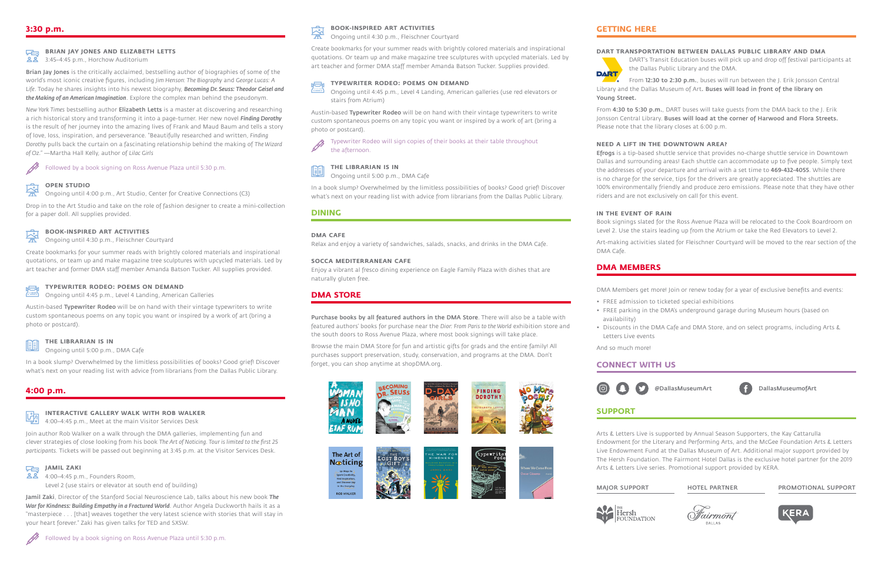## 3:30 p.m.

### BRIAN JAY JONES AND ELIZABETH LETTS

3:45–4:45 p.m., Horchow Auditorium

**Brian Jay Jones** is the critically acclaimed, bestselling author of biographies of some of the world's most iconic creative figures, including *Jim Henson: The Biography* and *George Lucas: A Life*. Today he shares insights into his newest biography, ***Becoming Dr. Seuss: Theodor Geisel and the Making of an American Imagination***. Explore the complex man behind the pseudonym.

*New York Times* bestselling author **Elizabeth Letts** is a master at discovering and researching a rich historical story and transforming it into a page-turner. Her new novel ***Finding Dorothy*** is the result of her journey into the amazing lives of Frank and Maud Baum and tells a story of love, loss, inspiration, and perseverance. "Beautifully researched and written, *Finding Dorothy* pulls back the curtain on a fascinating relationship behind the making of *The Wizard of Oz*." —Martha Hall Kelly, author of *Lilac Girls*

Followed by a book signing on Ross Avenue Plaza until 5:30 p.m.

### OPEN STUDIO

Ongoing until 4:00 p.m., Art Studio, Center for Creative Connections (C3)

Drop in to the Art Studio and take on the role of fashion designer to create a mini-collection for a paper doll. All supplies provided.

### BOOK-INSPIRED ART ACTIVITIES

Ongoing until 4:30 p.m., Fleischner Courtyard

Create bookmarks for your summer reads with brightly colored materials and inspirational quotations, or team up and make magazine tree sculptures with upcycled materials. Led by art teacher and former DMA staff member Amanda Batson Tucker. All supplies provided.

### TYPEWRITER RODEO: POEMS ON DEMAND

Ongoing until 4:45 p.m., Level 4 Landing, American Galleries

Austin-based **Typewriter Rodeo** will be on hand with their vintage typewriters to write custom spontaneous poems on any topic you want or inspired by a work of art (bring a photo or postcard).

### THE LIBRARIAN IS IN

Ongoing until 5:00 p.m., DMA Cafe

In a book slump? Overwhelmed by the limitless possibilities of books? Good grief! Discover what's next on your reading list with advice from librarians from the Dallas Public Library.

## 4:00 p.m.

### INTERACTIVE GALLERY WALK WITH ROB WALKER

4:00–4:45 p.m., Meet at the main Visitor Services Desk

Join author Rob Walker on a walk through the DMA galleries, implementing fun and clever strategies of close looking from his book *The Art of Noticing. Tour is limited to the first 25 participants.* Tickets will be passed out beginning at 3:45 p.m. at the Visitor Services Desk.

### JAMIL ZAKI

4:00–4:45 p.m., Founders Room,
Level 2 (use stairs or elevator at south end of building)

**Jamil Zaki**, Director of the Stanford Social Neuroscience Lab, talks about his new book ***The War for Kindness: Building Empathy in a Fractured World***. Author Angela Duckworth hails it as a "masterpiece . . . [that] weaves together the very latest science with stories that will stay in your heart forever." Zaki has given talks for TED and SXSW.

Followed by a book signing on Ross Avenue Plaza until 5:30 p.m.

### BOOK-INSPIRED ART ACTIVITIES

Ongoing until 4:30 p.m., Fleischner Courtyard

Create bookmarks for your summer reads with brightly colored materials and inspirational quotations. Or team up and make magazine tree sculptures with upcycled materials. Led by art teacher and former DMA staff member Amanda Batson Tucker. Supplies provided.

### TYPEWRITER RODEO: POEMS ON DEMAND

Ongoing until 4:45 p.m., Level 4 Landing, American galleries (use red elevators or stairs from Atrium)

Austin-based **Typewriter Rodeo** will be on hand with their vintage typewriters to write custom spontaneous poems on any topic you want or inspired by a work of art (bring a photo or postcard).

Typewriter Rodeo will sign copies of their books at their table throughout the afternoon.

### THE LIBRARIAN IS IN

Ongoing until 5:00 p.m., DMA Cafe

In a book slump? Overwhelmed by the limitless possibilities of books? Good grief! Discover what's next on your reading list with advice from librarians from the Dallas Public Library.

## DINING

### DMA CAFE

Relax and enjoy a variety of sandwiches, salads, snacks, and drinks in the DMA Cafe.

### SOCCA MEDITERRANEAN CAFE

Enjoy a vibrant al fresco dining experience on Eagle Family Plaza with dishes that are naturally gluten free.

## DMA STORE

**Purchase books by all featured authors in the DMA Store**. There will also be a table with featured authors' books for purchase near the *Dior: From Paris to the World* exhibition store and the south doors to Ross Avenue Plaza, where most book signings will take place.

Browse the main DMA Store for fun and artistic gifts for grads and the entire family! All purchases support preservation, study, conservation, and programs at the DMA. Don't forget, you can shop anytime at shopDMA.org.

## GETTING HERE

### DART TRANSPORTATION BETWEEN DALLAS PUBLIC LIBRARY AND DMA

DART's Transit Education buses will pick up and drop off festival participants at the Dallas Public Library and the DMA.

From **12:30 to 2:30 p.m.**, buses will run between the J. Erik Jonsson Central Library and the Dallas Museum of Art**. Buses will load in front of the library on Young Street.**

From **4:30 to 5:30 p.m.**, DART buses will take guests from the DMA back to the J. Erik Jonsson Central Library. **Buses will load at the corner of Harwood and Flora Streets.** Please note that the library closes at 6:00 p.m.

### NEED A LIFT IN THE DOWNTOWN AREA?

**Efrogs** is a tip-based shuttle service that provides no-charge shuttle service in Downtown Dallas and surrounding areas! Each shuttle can accommodate up to five people. Simply text the addresses of your departure and arrival with a set time to **469-432-4055**. While there is no charge for the service, tips for the drivers are greatly appreciated. The shuttles are 100% environmentally friendly and produce zero emissions. Please note that they have other riders and are not exclusively on call for this event.

### IN THE EVENT OF RAIN

Book signings slated for the Ross Avenue Plaza will be relocated to the Cook Boardroom on Level 2. Use the stairs leading up from the Atrium or take the Red Elevators to Level 2.

Art-making activities slated for Fleischner Courtyard will be moved to the rear section of the DMA Cafe.

## DMA MEMBERS

DMA Members get more! Join or renew today for a year of exclusive benefits and events:

- FREE admission to ticketed special exhibitions
- FREE parking in the DMA's underground garage during Museum hours (based on availability)
- Discounts in the DMA Cafe and DMA Store, and on select programs, including Arts & Letters Live events

And so much more!

## CONNECT WITH US

@DallasMuseumArt DallasMuseumofArt

## SUPPORT

Arts & Letters Live is supported by Annual Season Supporters, the Kay Cattarulla Endowment for the Literary and Performing Arts, and the McGee Foundation Arts & Letters Live Endowment Fund at the Dallas Museum of Art. Additional major support provided by The Hersh Foundation. The Fairmont Hotel Dallas is the exclusive hotel partner for the 2019 Arts & Letters Live series. Promotional support provided by KERA.

MAJOR SUPPORT — The Hersh Foundation

HOTEL PARTNER — Fairmont Dallas

PROMOTIONAL SUPPORT — KERA